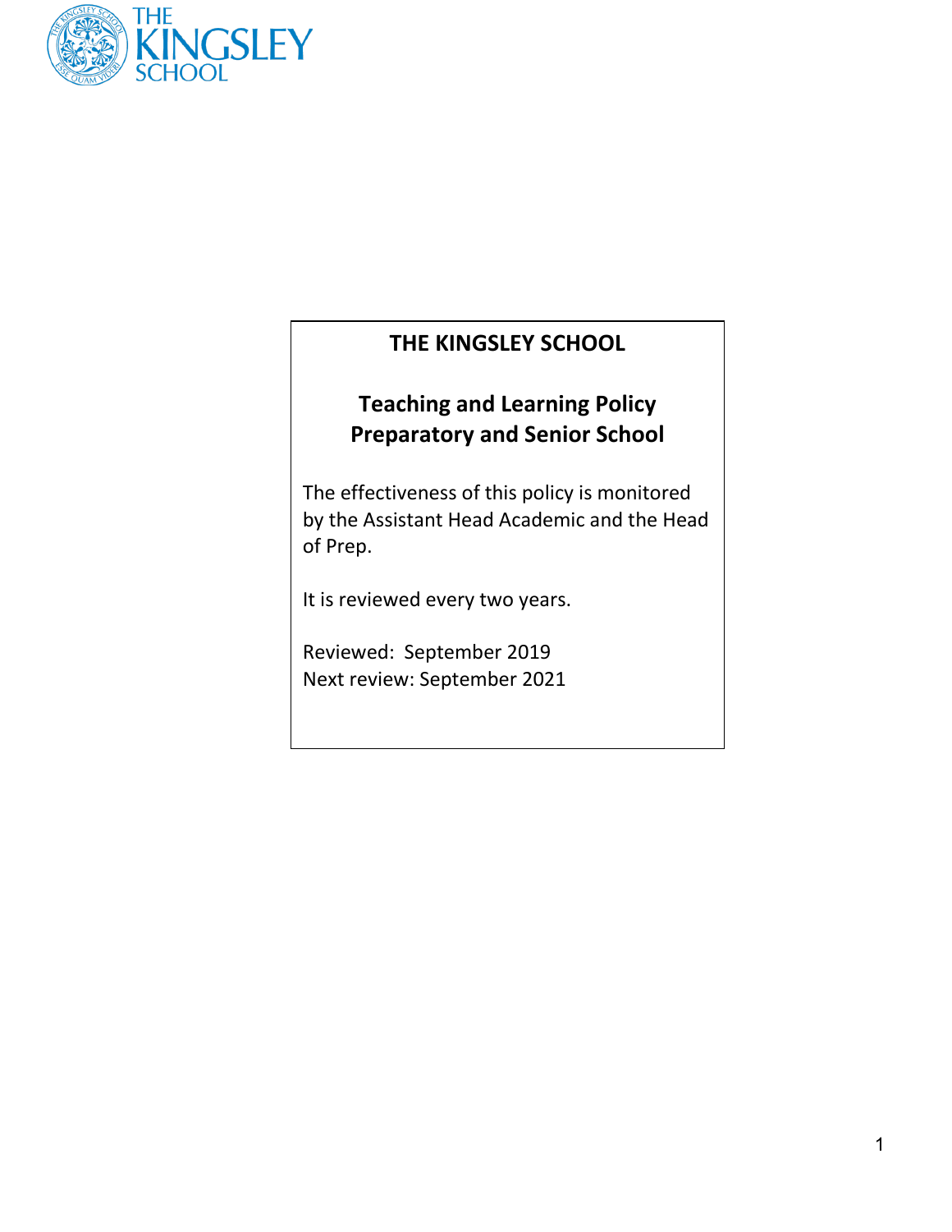THE KINGSLEY SCHOOL

# THE KINGSLEY SCHOOL

## Teaching and Learning Policy Preparatory and Senior School

The effectiveness of this policy is monitored by the Assistant Head Academic and the Head of Prep.

It is reviewed every two years.

Reviewed: September 2019
Next review: September 2021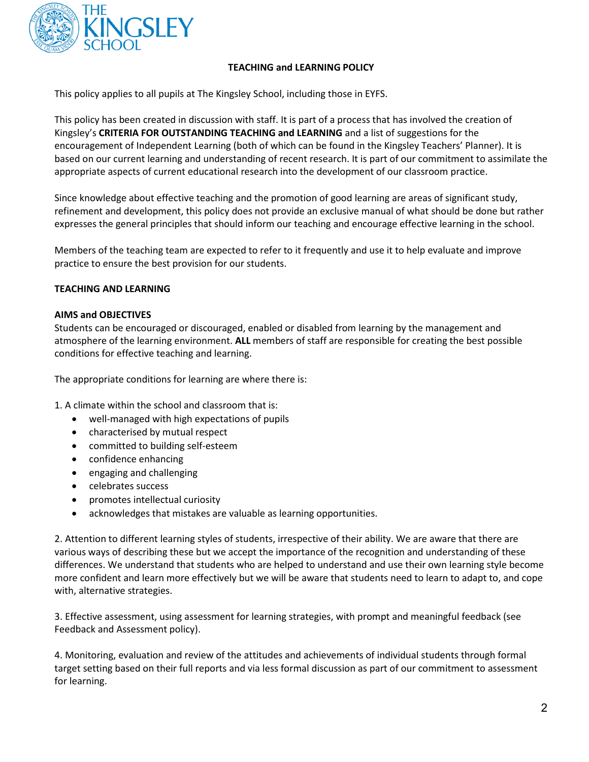**TEACHING and LEARNING POLICY**

This policy applies to all pupils at The Kingsley School, including those in EYFS.

This policy has been created in discussion with staff. It is part of a process that has involved the creation of Kingsley's **CRITERIA FOR OUTSTANDING TEACHING and LEARNING** and a list of suggestions for the encouragement of Independent Learning (both of which can be found in the Kingsley Teachers' Planner). It is based on our current learning and understanding of recent research. It is part of our commitment to assimilate the appropriate aspects of current educational research into the development of our classroom practice.

Since knowledge about effective teaching and the promotion of good learning are areas of significant study, refinement and development, this policy does not provide an exclusive manual of what should be done but rather expresses the general principles that should inform our teaching and encourage effective learning in the school.

Members of the teaching team are expected to refer to it frequently and use it to help evaluate and improve practice to ensure the best provision for our students.

**TEACHING AND LEARNING**

**AIMS and OBJECTIVES**

Students can be encouraged or discouraged, enabled or disabled from learning by the management and atmosphere of the learning environment. **ALL** members of staff are responsible for creating the best possible conditions for effective teaching and learning.

The appropriate conditions for learning are where there is:

1. A climate within the school and classroom that is:
   - well-managed with high expectations of pupils
   - characterised by mutual respect
   - committed to building self-esteem
   - confidence enhancing
   - engaging and challenging
   - celebrates success
   - promotes intellectual curiosity
   - acknowledges that mistakes are valuable as learning opportunities.

2. Attention to different learning styles of students, irrespective of their ability. We are aware that there are various ways of describing these but we accept the importance of the recognition and understanding of these differences. We understand that students who are helped to understand and use their own learning style become more confident and learn more effectively but we will be aware that students need to learn to adapt to, and cope with, alternative strategies.

3. Effective assessment, using assessment for learning strategies, with prompt and meaningful feedback (see Feedback and Assessment policy).

4. Monitoring, evaluation and review of the attitudes and achievements of individual students through formal target setting based on their full reports and via less formal discussion as part of our commitment to assessment for learning.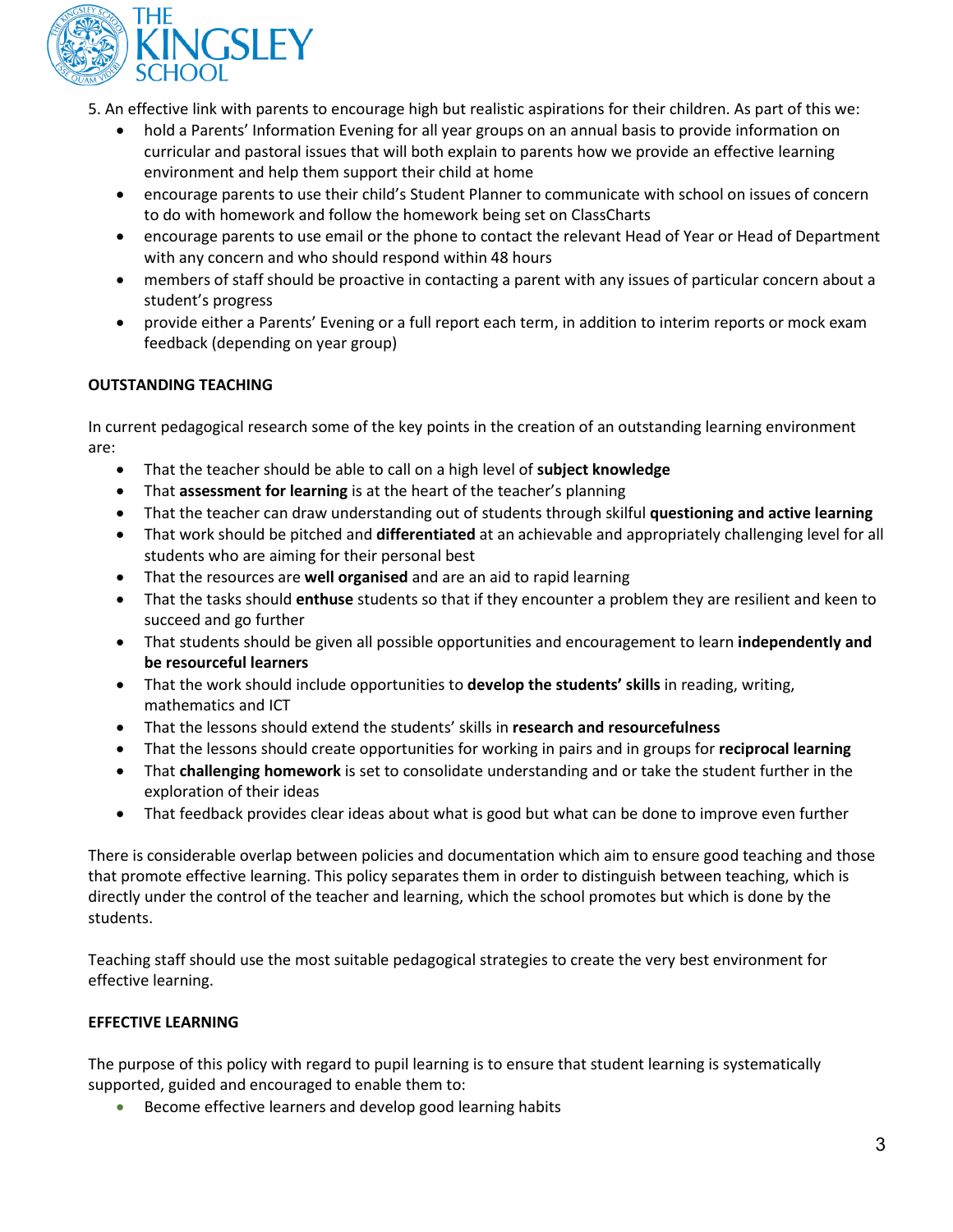5. An effective link with parents to encourage high but realistic aspirations for their children. As part of this we:
    - hold a Parents' Information Evening for all year groups on an annual basis to provide information on curricular and pastoral issues that will both explain to parents how we provide an effective learning environment and help them support their child at home
    - encourage parents to use their child's Student Planner to communicate with school on issues of concern to do with homework and follow the homework being set on ClassCharts
    - encourage parents to use email or the phone to contact the relevant Head of Year or Head of Department with any concern and who should respond within 48 hours
    - members of staff should be proactive in contacting a parent with any issues of particular concern about a student's progress
    - provide either a Parents' Evening or a full report each term, in addition to interim reports or mock exam feedback (depending on year group)

**OUTSTANDING TEACHING**

In current pedagogical research some of the key points in the creation of an outstanding learning environment are:

- That the teacher should be able to call on a high level of **subject knowledge**
- That **assessment for learning** is at the heart of the teacher's planning
- That the teacher can draw understanding out of students through skilful **questioning and active learning**
- That work should be pitched and **differentiated** at an achievable and appropriately challenging level for all students who are aiming for their personal best
- That the resources are **well organised** and are an aid to rapid learning
- That the tasks should **enthuse** students so that if they encounter a problem they are resilient and keen to succeed and go further
- That students should be given all possible opportunities and encouragement to learn **independently and be resourceful learners**
- That the work should include opportunities to **develop the students' skills** in reading, writing, mathematics and ICT
- That the lessons should extend the students' skills in **research and resourcefulness**
- That the lessons should create opportunities for working in pairs and in groups for **reciprocal learning**
- That **challenging homework** is set to consolidate understanding and or take the student further in the exploration of their ideas
- That feedback provides clear ideas about what is good but what can be done to improve even further

There is considerable overlap between policies and documentation which aim to ensure good teaching and those that promote effective learning. This policy separates them in order to distinguish between teaching, which is directly under the control of the teacher and learning, which the school promotes but which is done by the students.

Teaching staff should use the most suitable pedagogical strategies to create the very best environment for effective learning.

**EFFECTIVE LEARNING**

The purpose of this policy with regard to pupil learning is to ensure that student learning is systematically supported, guided and encouraged to enable them to:

- Become effective learners and develop good learning habits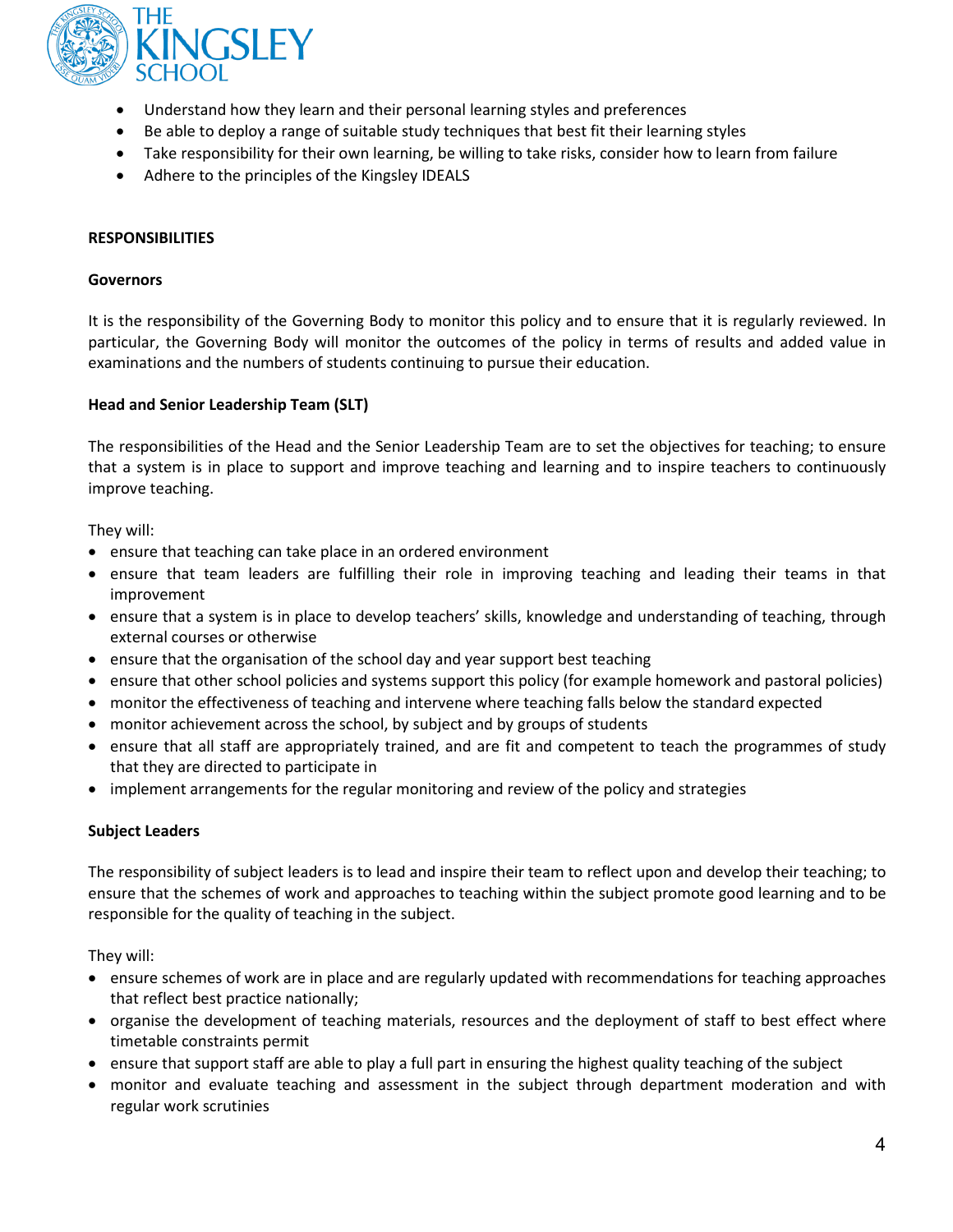- Understand how they learn and their personal learning styles and preferences
- Be able to deploy a range of suitable study techniques that best fit their learning styles
- Take responsibility for their own learning, be willing to take risks, consider how to learn from failure
- Adhere to the principles of the Kingsley IDEALS

## RESPONSIBILITIES

### Governors

It is the responsibility of the Governing Body to monitor this policy and to ensure that it is regularly reviewed. In particular, the Governing Body will monitor the outcomes of the policy in terms of results and added value in examinations and the numbers of students continuing to pursue their education.

### Head and Senior Leadership Team (SLT)

The responsibilities of the Head and the Senior Leadership Team are to set the objectives for teaching; to ensure that a system is in place to support and improve teaching and learning and to inspire teachers to continuously improve teaching.

They will:

- ensure that teaching can take place in an ordered environment
- ensure that team leaders are fulfilling their role in improving teaching and leading their teams in that improvement
- ensure that a system is in place to develop teachers' skills, knowledge and understanding of teaching, through external courses or otherwise
- ensure that the organisation of the school day and year support best teaching
- ensure that other school policies and systems support this policy (for example homework and pastoral policies)
- monitor the effectiveness of teaching and intervene where teaching falls below the standard expected
- monitor achievement across the school, by subject and by groups of students
- ensure that all staff are appropriately trained, and are fit and competent to teach the programmes of study that they are directed to participate in
- implement arrangements for the regular monitoring and review of the policy and strategies

### Subject Leaders

The responsibility of subject leaders is to lead and inspire their team to reflect upon and develop their teaching; to ensure that the schemes of work and approaches to teaching within the subject promote good learning and to be responsible for the quality of teaching in the subject.

They will:

- ensure schemes of work are in place and are regularly updated with recommendations for teaching approaches that reflect best practice nationally;
- organise the development of teaching materials, resources and the deployment of staff to best effect where timetable constraints permit
- ensure that support staff are able to play a full part in ensuring the highest quality teaching of the subject
- monitor and evaluate teaching and assessment in the subject through department moderation and with regular work scrutinies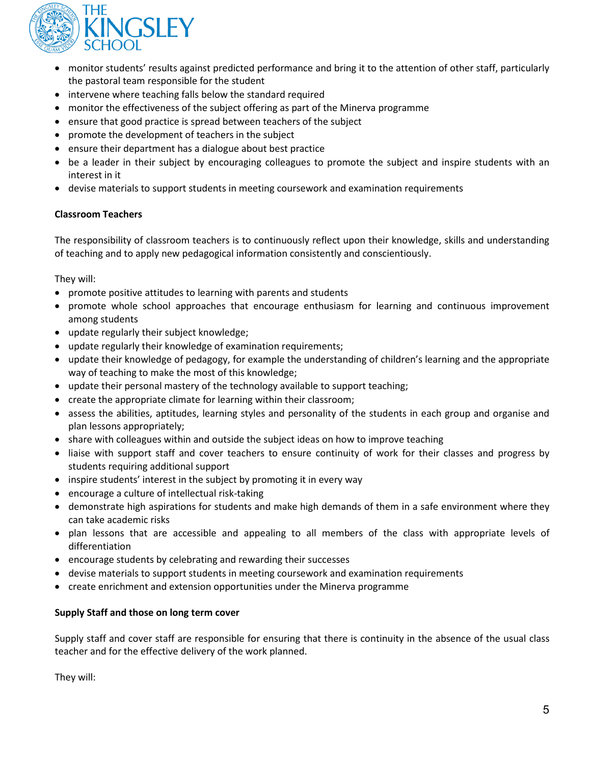- monitor students' results against predicted performance and bring it to the attention of other staff, particularly the pastoral team responsible for the student
- intervene where teaching falls below the standard required
- monitor the effectiveness of the subject offering as part of the Minerva programme
- ensure that good practice is spread between teachers of the subject
- promote the development of teachers in the subject
- ensure their department has a dialogue about best practice
- be a leader in their subject by encouraging colleagues to promote the subject and inspire students with an interest in it
- devise materials to support students in meeting coursework and examination requirements

**Classroom Teachers**

The responsibility of classroom teachers is to continuously reflect upon their knowledge, skills and understanding of teaching and to apply new pedagogical information consistently and conscientiously.

They will:

- promote positive attitudes to learning with parents and students
- promote whole school approaches that encourage enthusiasm for learning and continuous improvement among students
- update regularly their subject knowledge;
- update regularly their knowledge of examination requirements;
- update their knowledge of pedagogy, for example the understanding of children's learning and the appropriate way of teaching to make the most of this knowledge;
- update their personal mastery of the technology available to support teaching;
- create the appropriate climate for learning within their classroom;
- assess the abilities, aptitudes, learning styles and personality of the students in each group and organise and plan lessons appropriately;
- share with colleagues within and outside the subject ideas on how to improve teaching
- liaise with support staff and cover teachers to ensure continuity of work for their classes and progress by students requiring additional support
- inspire students' interest in the subject by promoting it in every way
- encourage a culture of intellectual risk-taking
- demonstrate high aspirations for students and make high demands of them in a safe environment where they can take academic risks
- plan lessons that are accessible and appealing to all members of the class with appropriate levels of differentiation
- encourage students by celebrating and rewarding their successes
- devise materials to support students in meeting coursework and examination requirements
- create enrichment and extension opportunities under the Minerva programme

**Supply Staff and those on long term cover**

Supply staff and cover staff are responsible for ensuring that there is continuity in the absence of the usual class teacher and for the effective delivery of the work planned.

They will: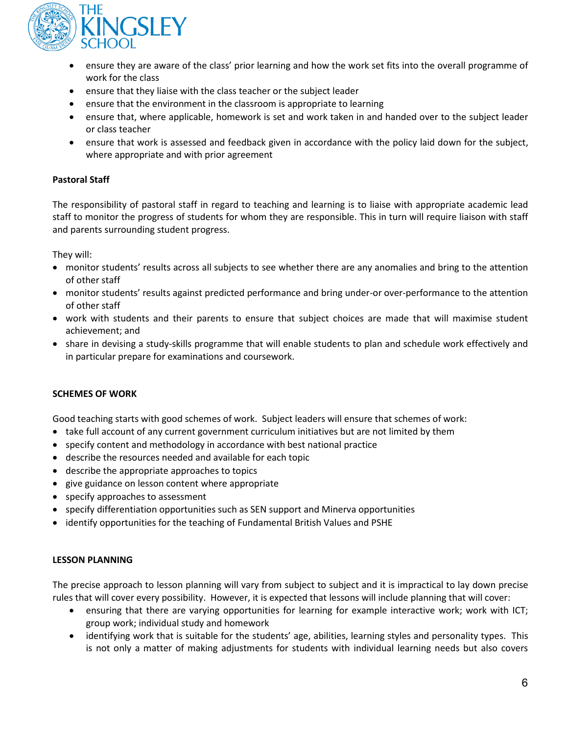- ensure they are aware of the class' prior learning and how the work set fits into the overall programme of work for the class
- ensure that they liaise with the class teacher or the subject leader
- ensure that the environment in the classroom is appropriate to learning
- ensure that, where applicable, homework is set and work taken in and handed over to the subject leader or class teacher
- ensure that work is assessed and feedback given in accordance with the policy laid down for the subject, where appropriate and with prior agreement

**Pastoral Staff**

The responsibility of pastoral staff in regard to teaching and learning is to liaise with appropriate academic lead staff to monitor the progress of students for whom they are responsible. This in turn will require liaison with staff and parents surrounding student progress.

They will:

- monitor students' results across all subjects to see whether there are any anomalies and bring to the attention of other staff
- monitor students' results against predicted performance and bring under-or over-performance to the attention of other staff
- work with students and their parents to ensure that subject choices are made that will maximise student achievement; and
- share in devising a study-skills programme that will enable students to plan and schedule work effectively and in particular prepare for examinations and coursework.

## SCHEMES OF WORK

Good teaching starts with good schemes of work. Subject leaders will ensure that schemes of work:

- take full account of any current government curriculum initiatives but are not limited by them
- specify content and methodology in accordance with best national practice
- describe the resources needed and available for each topic
- describe the appropriate approaches to topics
- give guidance on lesson content where appropriate
- specify approaches to assessment
- specify differentiation opportunities such as SEN support and Minerva opportunities
- identify opportunities for the teaching of Fundamental British Values and PSHE

## LESSON PLANNING

The precise approach to lesson planning will vary from subject to subject and it is impractical to lay down precise rules that will cover every possibility. However, it is expected that lessons will include planning that will cover:

- ensuring that there are varying opportunities for learning for example interactive work; work with ICT; group work; individual study and homework
- identifying work that is suitable for the students' age, abilities, learning styles and personality types. This is not only a matter of making adjustments for students with individual learning needs but also covers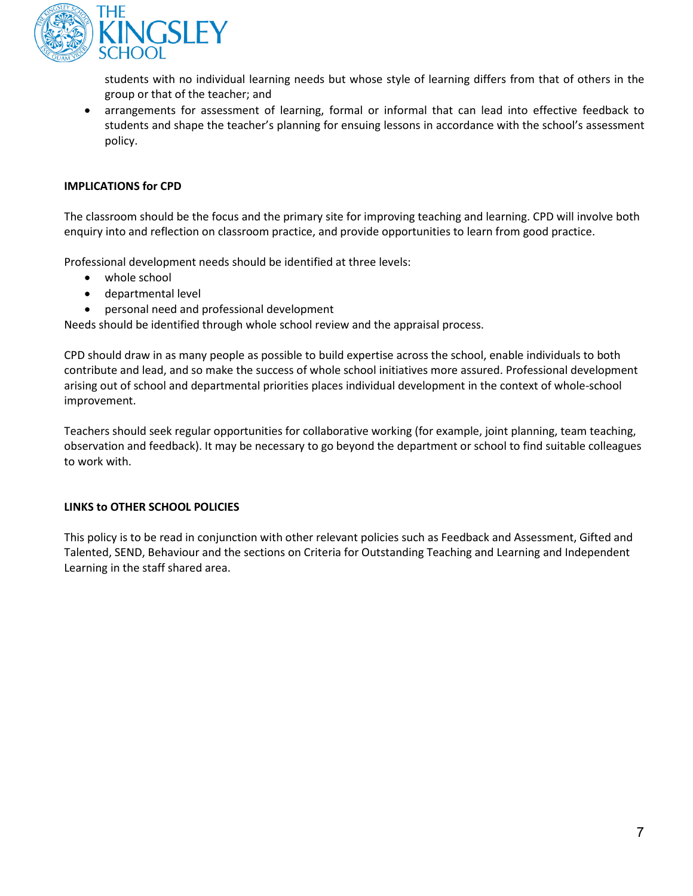students with no individual learning needs but whose style of learning differs from that of others in the group or that of the teacher; and

- arrangements for assessment of learning, formal or informal that can lead into effective feedback to students and shape the teacher's planning for ensuing lessons in accordance with the school's assessment policy.

**IMPLICATIONS for CPD**

The classroom should be the focus and the primary site for improving teaching and learning. CPD will involve both enquiry into and reflection on classroom practice, and provide opportunities to learn from good practice.

Professional development needs should be identified at three levels:

- whole school
- departmental level
- personal need and professional development

Needs should be identified through whole school review and the appraisal process.

CPD should draw in as many people as possible to build expertise across the school, enable individuals to both contribute and lead, and so make the success of whole school initiatives more assured. Professional development arising out of school and departmental priorities places individual development in the context of whole-school improvement.

Teachers should seek regular opportunities for collaborative working (for example, joint planning, team teaching, observation and feedback). It may be necessary to go beyond the department or school to find suitable colleagues to work with.

**LINKS to OTHER SCHOOL POLICIES**

This policy is to be read in conjunction with other relevant policies such as Feedback and Assessment, Gifted and Talented, SEND, Behaviour and the sections on Criteria for Outstanding Teaching and Learning and Independent Learning in the staff shared area.